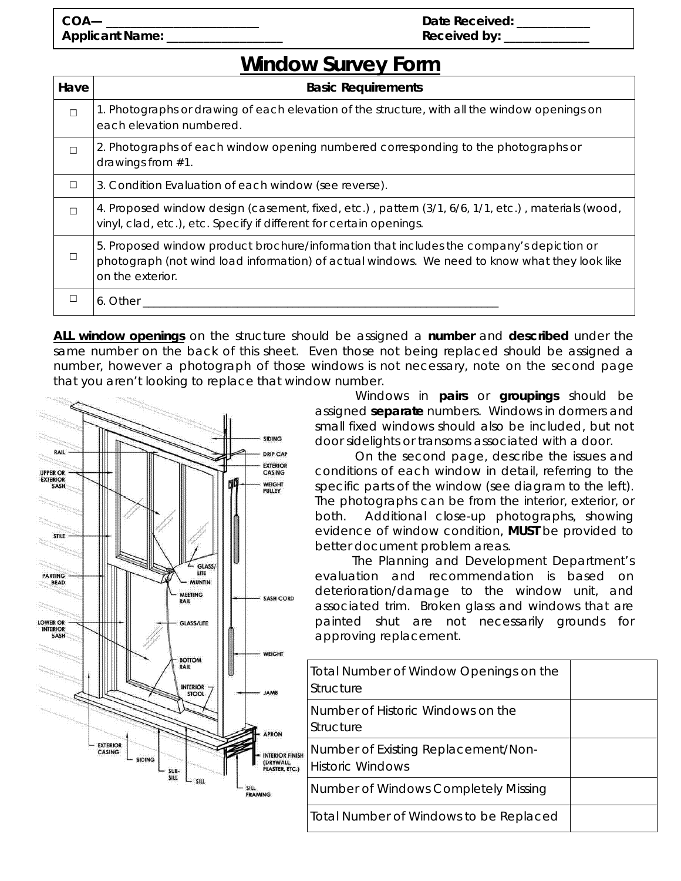COA— _______________________
Applicant Name: ________________

Date Received: ___________
Received by: ____________

# Window Survey Form

| Have | Basic Requirements |
|---|---|
| ☐ | 1. Photographs or drawing of each elevation of the structure, with all the window openings on each elevation numbered. |
| ☐ | 2. Photographs of each window opening numbered corresponding to the photographs or drawings from #1. |
| ☐ | 3. Condition Evaluation of each window (see reverse). |
| ☐ | 4. Proposed window design (casement, fixed, etc.) , pattern (3/1, 6/6, 1/1, etc.) , materials (wood, vinyl, clad, etc.), etc. Specify if different for certain openings. |
| ☐ | 5. Proposed window product brochure/information that includes the company's depiction or photograph (not wind load information) of actual windows. We need to know what they look like on the exterior. |
| ☐ | 6. Other ____________________________________________________________ |

**ALL window openings** on the structure should be assigned a **number** and **described** under the same number on the back of this sheet. Even those not being replaced should be assigned a number, however a photograph of those windows is not necessary, note on the second page that you aren't looking to replace that window number.

Windows in **pairs** or **groupings** should be assigned **separate** numbers. Windows in dormers and small fixed windows should also be included, but not door sidelights or transoms associated with a door.

On the second page, describe the issues and conditions of each window in detail, referring to the specific parts of the window (see diagram to the left). The photographs can be from the interior, exterior, or both. Additional close-up photographs, showing evidence of window condition, **MUST** be provided to better document problem areas.

The Planning and Development Department's evaluation and recommendation is based on deterioration/damage to the window unit, and associated trim. Broken glass and windows that are painted shut are not necessarily grounds for approving replacement.

| Total Number of Window Openings on the Structure | |
|---|---|
| Number of Historic Windows on the Structure | |
| Number of Existing Replacement/Non-Historic Windows | |
| Number of Windows Completely Missing | |
| Total Number of Windows to be Replaced | |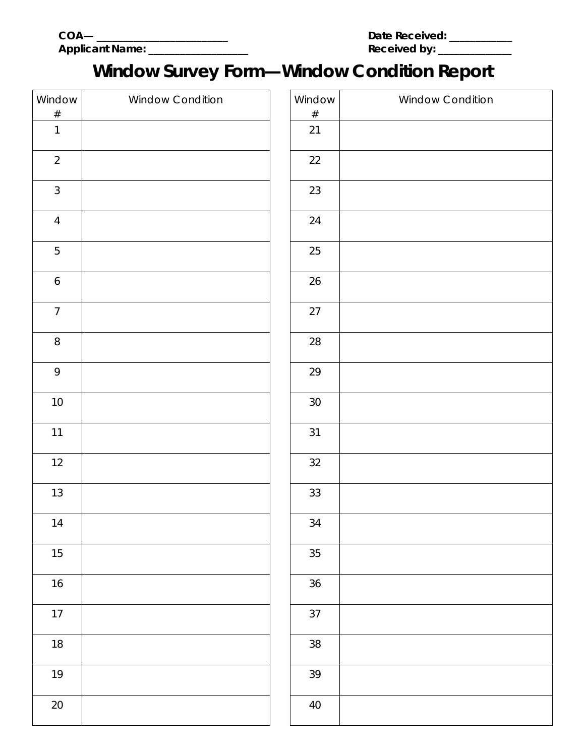**COA— ________________________**
**Applicant Name: __________________**

**Date Received: ___________**
**Received by: _____________**

# Window Survey Form—Window Condition Report

| Window # | Window Condition |
|---|---|
| 1 | |
| 2 | |
| 3 | |
| 4 | |
| 5 | |
| 6 | |
| 7 | |
| 8 | |
| 9 | |
| 10 | |
| 11 | |
| 12 | |
| 13 | |
| 14 | |
| 15 | |
| 16 | |
| 17 | |
| 18 | |
| 19 | |
| 20 | |

| Window # | Window Condition |
|---|---|
| 21 | |
| 22 | |
| 23 | |
| 24 | |
| 25 | |
| 26 | |
| 27 | |
| 28 | |
| 29 | |
| 30 | |
| 31 | |
| 32 | |
| 33 | |
| 34 | |
| 35 | |
| 36 | |
| 37 | |
| 38 | |
| 39 | |
| 40 | |